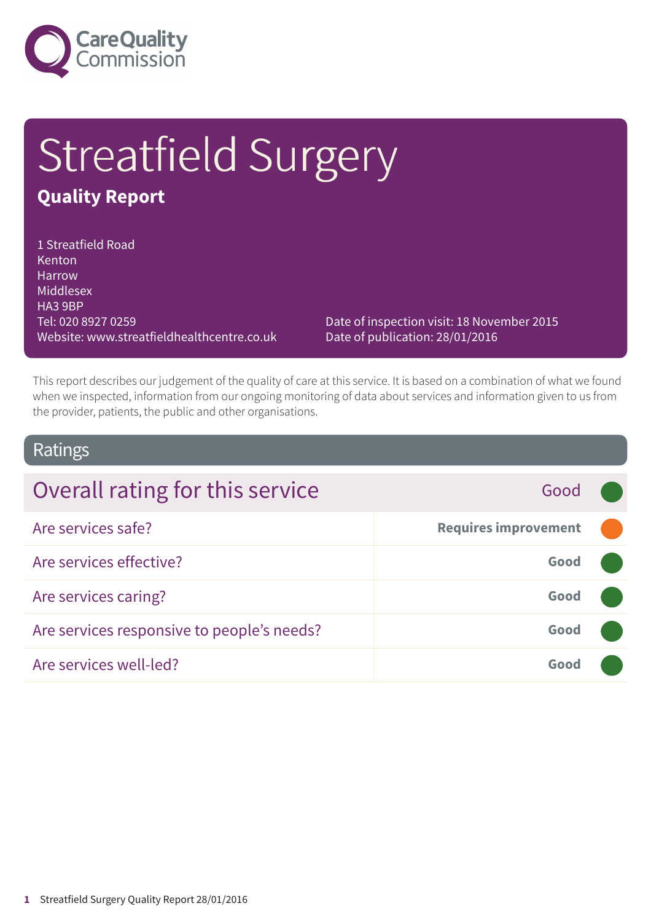# Streatfield Surgery

## Quality Report

1 Streatfield Road
Kenton
Harrow
Middlesex
HA3 9BP
Tel: 020 8927 0259
Website: www.streatfieldhealthcentre.co.uk

Date of inspection visit: 18 November 2015
Date of publication: 28/01/2016

This report describes our judgement of the quality of care at this service. It is based on a combination of what we found when we inspected, information from our ongoing monitoring of data about services and information given to us from the provider, patients, the public and other organisations.

## Ratings

| Overall rating for this service | Good |
|---|---|
| Are services safe? | Requires improvement |
| Are services effective? | Good |
| Are services caring? | Good |
| Are services responsive to people's needs? | Good |
| Are services well-led? | Good |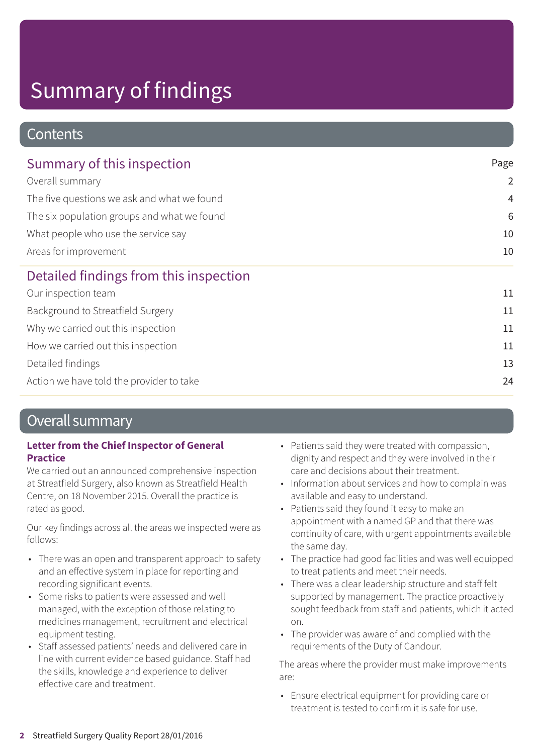# Summary of findings

## Contents

| Summary of this inspection | Page |
|---|---|
| Overall summary | 2 |
| The five questions we ask and what we found | 4 |
| The six population groups and what we found | 6 |
| What people who use the service say | 10 |
| Areas for improvement | 10 |
| **Detailed findings from this inspection** | |
| Our inspection team | 11 |
| Background to Streatfield Surgery | 11 |
| Why we carried out this inspection | 11 |
| How we carried out this inspection | 11 |
| Detailed findings | 13 |
| Action we have told the provider to take | 24 |

## Overall summary

**Letter from the Chief Inspector of General Practice**

We carried out an announced comprehensive inspection at Streatfield Surgery, also known as Streatfield Health Centre, on 18 November 2015. Overall the practice is rated as good.

Our key findings across all the areas we inspected were as follows:

- There was an open and transparent approach to safety and an effective system in place for reporting and recording significant events.
- Some risks to patients were assessed and well managed, with the exception of those relating to medicines management, recruitment and electrical equipment testing.
- Staff assessed patients' needs and delivered care in line with current evidence based guidance. Staff had the skills, knowledge and experience to deliver effective care and treatment.
- Patients said they were treated with compassion, dignity and respect and they were involved in their care and decisions about their treatment.
- Information about services and how to complain was available and easy to understand.
- Patients said they found it easy to make an appointment with a named GP and that there was continuity of care, with urgent appointments available the same day.
- The practice had good facilities and was well equipped to treat patients and meet their needs.
- There was a clear leadership structure and staff felt supported by management. The practice proactively sought feedback from staff and patients, which it acted on.
- The provider was aware of and complied with the requirements of the Duty of Candour.

The areas where the provider must make improvements are:

- Ensure electrical equipment for providing care or treatment is tested to confirm it is safe for use.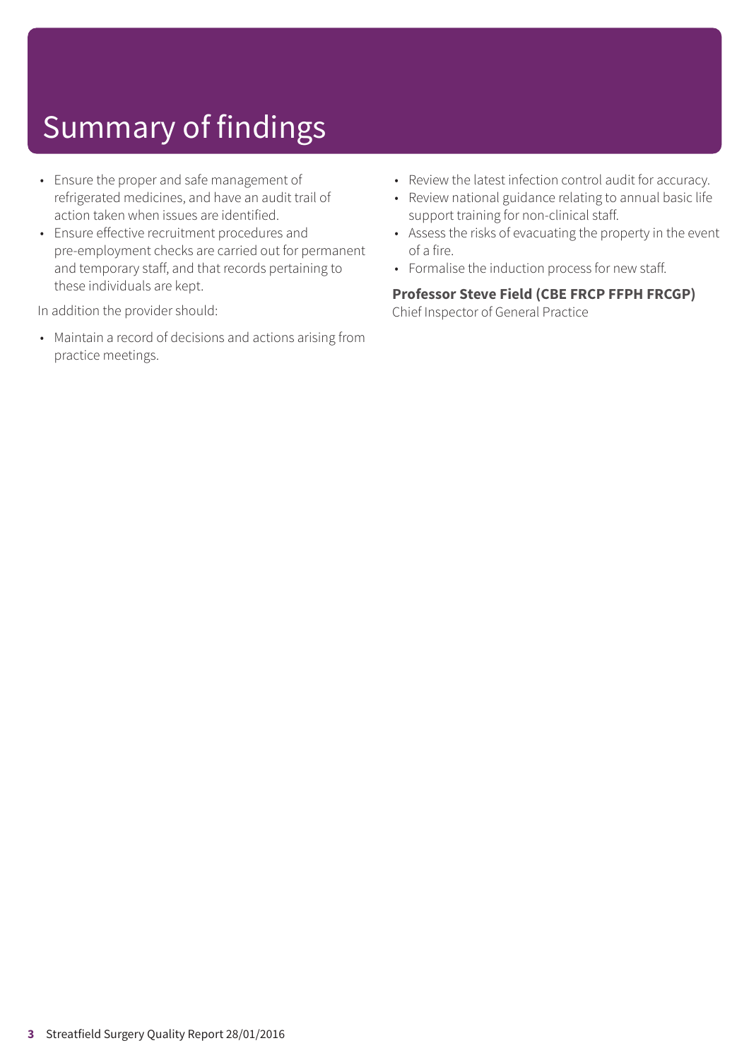# Summary of findings

- Ensure the proper and safe management of refrigerated medicines, and have an audit trail of action taken when issues are identified.
- Ensure effective recruitment procedures and pre-employment checks are carried out for permanent and temporary staff, and that records pertaining to these individuals are kept.

In addition the provider should:

- Maintain a record of decisions and actions arising from practice meetings.
- Review the latest infection control audit for accuracy.
- Review national guidance relating to annual basic life support training for non-clinical staff.
- Assess the risks of evacuating the property in the event of a fire.
- Formalise the induction process for new staff.

**Professor Steve Field (CBE FRCP FFPH FRCGP)**
Chief Inspector of General Practice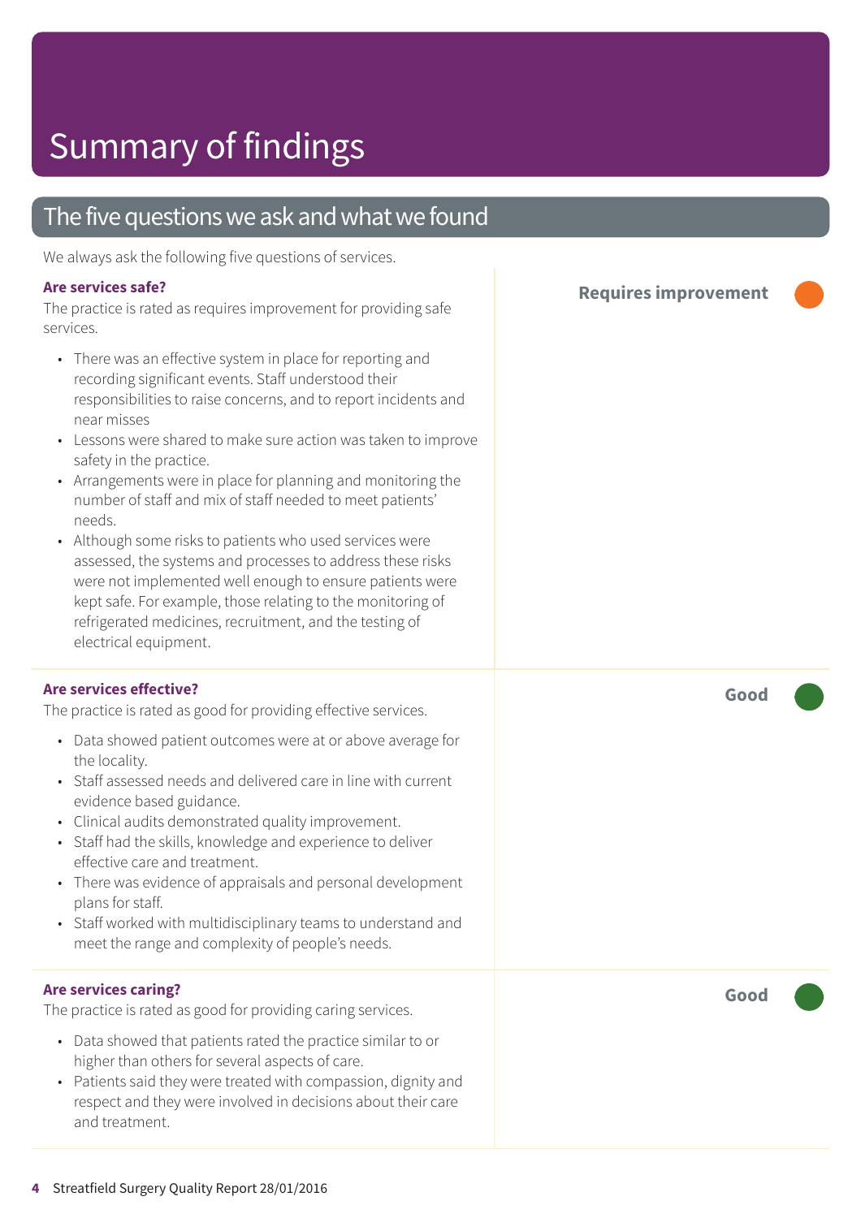# Summary of findings

## The five questions we ask and what we found

We always ask the following five questions of services.

### Are services safe?

**Requires improvement**

The practice is rated as requires improvement for providing safe services.

- There was an effective system in place for reporting and recording significant events. Staff understood their responsibilities to raise concerns, and to report incidents and near misses
- Lessons were shared to make sure action was taken to improve safety in the practice.
- Arrangements were in place for planning and monitoring the number of staff and mix of staff needed to meet patients' needs.
- Although some risks to patients who used services were assessed, the systems and processes to address these risks were not implemented well enough to ensure patients were kept safe. For example, those relating to the monitoring of refrigerated medicines, recruitment, and the testing of electrical equipment.

### Are services effective?

**Good**

The practice is rated as good for providing effective services.

- Data showed patient outcomes were at or above average for the locality.
- Staff assessed needs and delivered care in line with current evidence based guidance.
- Clinical audits demonstrated quality improvement.
- Staff had the skills, knowledge and experience to deliver effective care and treatment.
- There was evidence of appraisals and personal development plans for staff.
- Staff worked with multidisciplinary teams to understand and meet the range and complexity of people's needs.

### Are services caring?

**Good**

The practice is rated as good for providing caring services.

- Data showed that patients rated the practice similar to or higher than others for several aspects of care.
- Patients said they were treated with compassion, dignity and respect and they were involved in decisions about their care and treatment.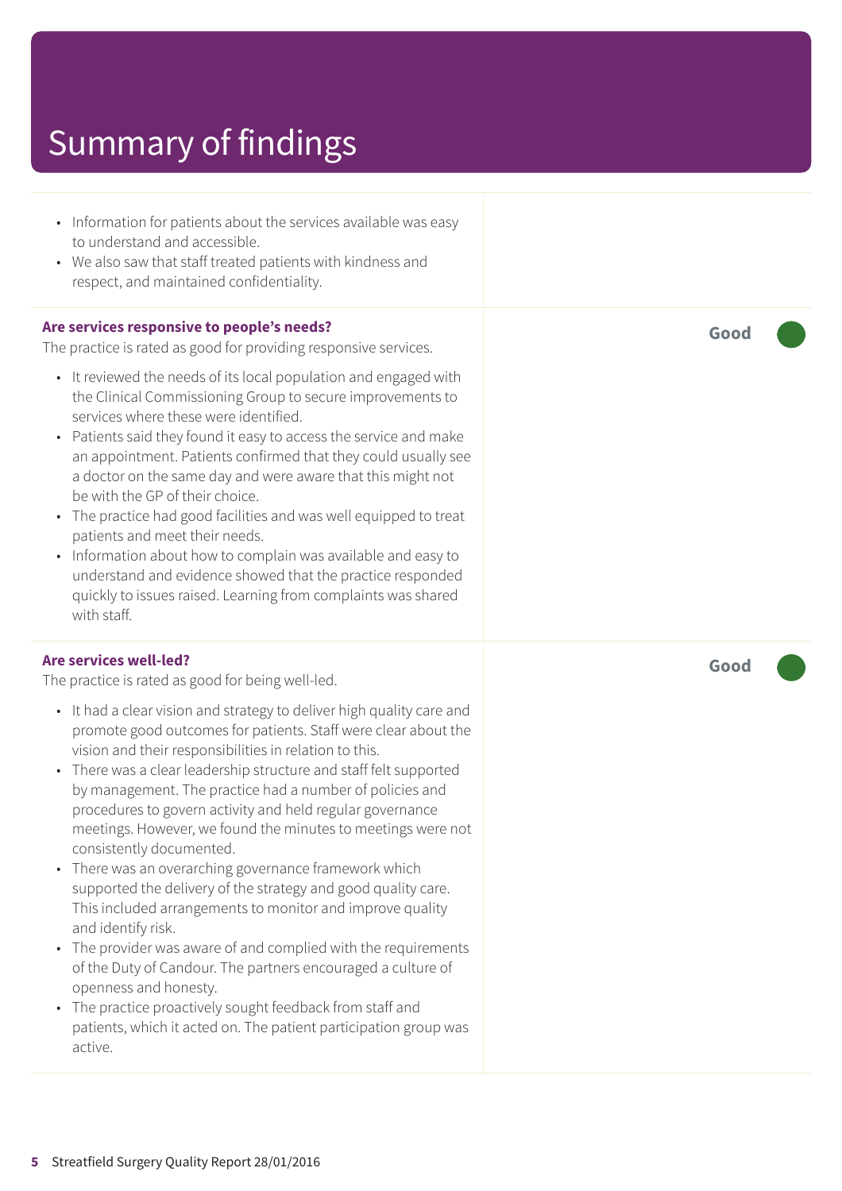# Summary of findings

- Information for patients about the services available was easy to understand and accessible.
- We also saw that staff treated patients with kindness and respect, and maintained confidentiality.

**Are services responsive to people's needs?**

The practice is rated as good for providing responsive services.

**Good**

- It reviewed the needs of its local population and engaged with the Clinical Commissioning Group to secure improvements to services where these were identified.
- Patients said they found it easy to access the service and make an appointment. Patients confirmed that they could usually see a doctor on the same day and were aware that this might not be with the GP of their choice.
- The practice had good facilities and was well equipped to treat patients and meet their needs.
- Information about how to complain was available and easy to understand and evidence showed that the practice responded quickly to issues raised. Learning from complaints was shared with staff.

**Are services well-led?**

The practice is rated as good for being well-led.

**Good**

- It had a clear vision and strategy to deliver high quality care and promote good outcomes for patients. Staff were clear about the vision and their responsibilities in relation to this.
- There was a clear leadership structure and staff felt supported by management. The practice had a number of policies and procedures to govern activity and held regular governance meetings. However, we found the minutes to meetings were not consistently documented.
- There was an overarching governance framework which supported the delivery of the strategy and good quality care. This included arrangements to monitor and improve quality and identify risk.
- The provider was aware of and complied with the requirements of the Duty of Candour. The partners encouraged a culture of openness and honesty.
- The practice proactively sought feedback from staff and patients, which it acted on. The patient participation group was active.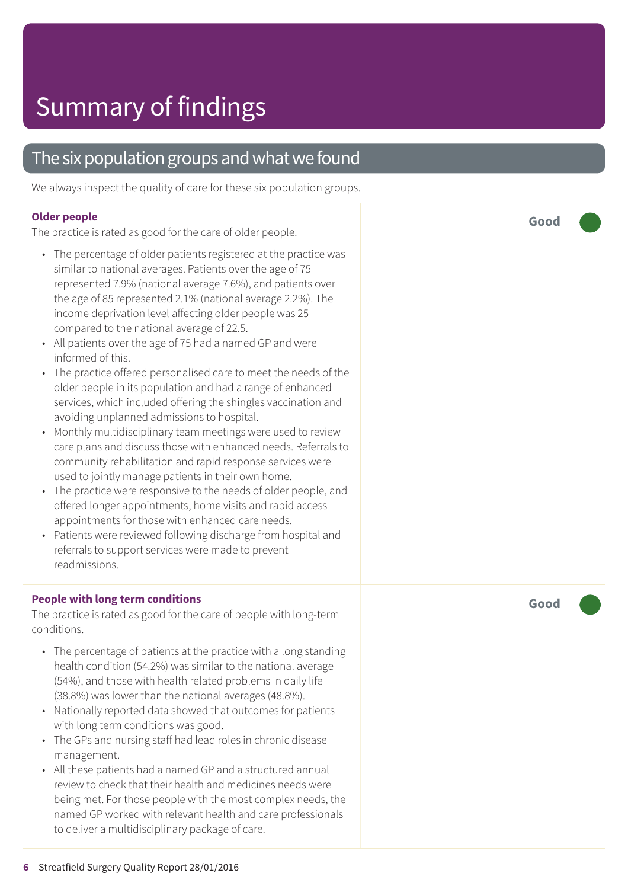# Summary of findings

## The six population groups and what we found

We always inspect the quality of care for these six population groups.

### Older people

**Good**

The practice is rated as good for the care of older people.

- The percentage of older patients registered at the practice was similar to national averages. Patients over the age of 75 represented 7.9% (national average 7.6%), and patients over the age of 85 represented 2.1% (national average 2.2%). The income deprivation level affecting older people was 25 compared to the national average of 22.5.
- All patients over the age of 75 had a named GP and were informed of this.
- The practice offered personalised care to meet the needs of the older people in its population and had a range of enhanced services, which included offering the shingles vaccination and avoiding unplanned admissions to hospital.
- Monthly multidisciplinary team meetings were used to review care plans and discuss those with enhanced needs. Referrals to community rehabilitation and rapid response services were used to jointly manage patients in their own home.
- The practice were responsive to the needs of older people, and offered longer appointments, home visits and rapid access appointments for those with enhanced care needs.
- Patients were reviewed following discharge from hospital and referrals to support services were made to prevent readmissions.

### People with long term conditions

**Good**

The practice is rated as good for the care of people with long-term conditions.

- The percentage of patients at the practice with a long standing health condition (54.2%) was similar to the national average (54%), and those with health related problems in daily life (38.8%) was lower than the national averages (48.8%).
- Nationally reported data showed that outcomes for patients with long term conditions was good.
- The GPs and nursing staff had lead roles in chronic disease management.
- All these patients had a named GP and a structured annual review to check that their health and medicines needs were being met. For those people with the most complex needs, the named GP worked with relevant health and care professionals to deliver a multidisciplinary package of care.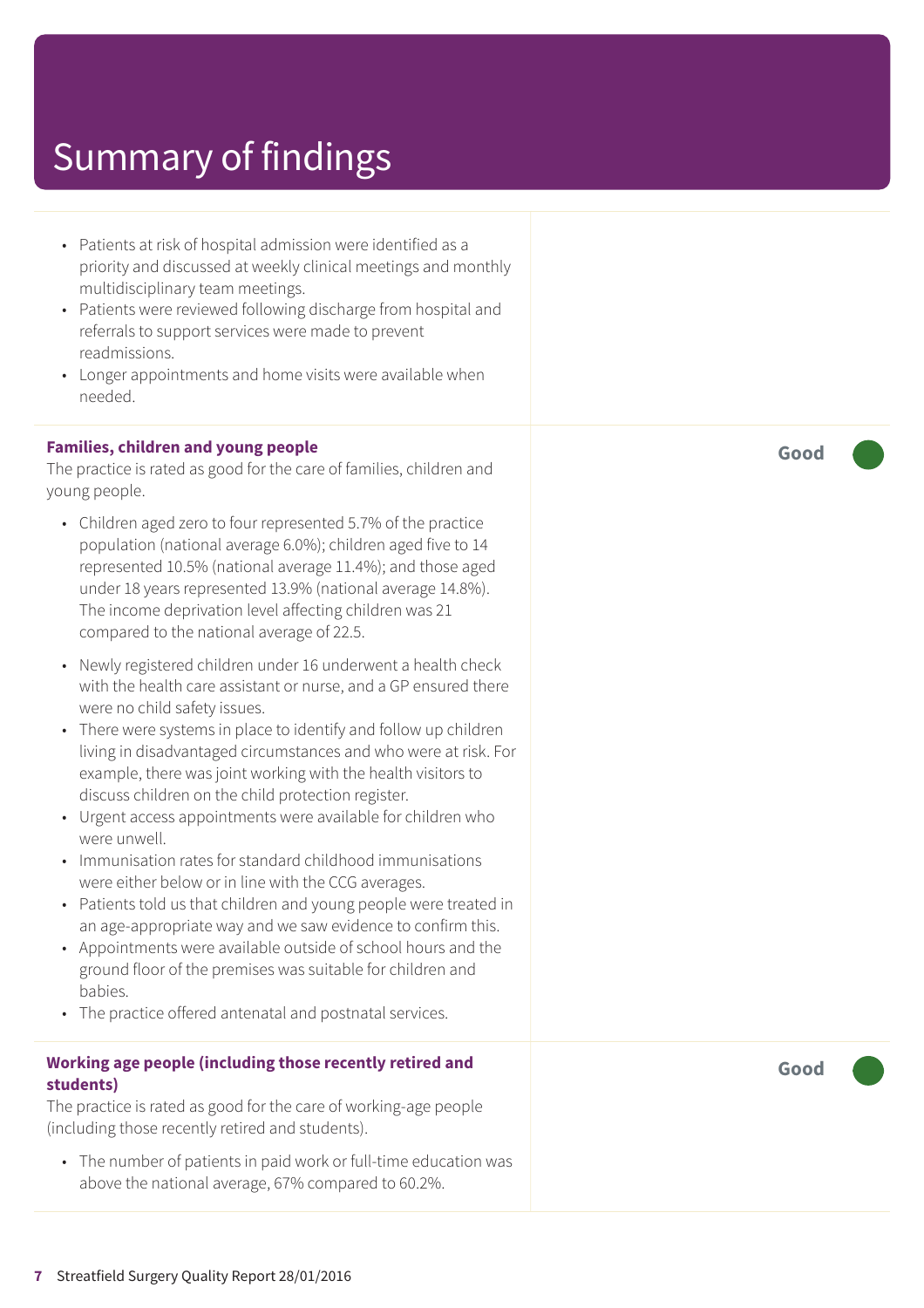# Summary of findings

- Patients at risk of hospital admission were identified as a priority and discussed at weekly clinical meetings and monthly multidisciplinary team meetings.
- Patients were reviewed following discharge from hospital and referrals to support services were made to prevent readmissions.
- Longer appointments and home visits were available when needed.

**Families, children and young people** — **Good**

The practice is rated as good for the care of families, children and young people.

- Children aged zero to four represented 5.7% of the practice population (national average 6.0%); children aged five to 14 represented 10.5% (national average 11.4%); and those aged under 18 years represented 13.9% (national average 14.8%). The income deprivation level affecting children was 21 compared to the national average of 22.5.
- Newly registered children under 16 underwent a health check with the health care assistant or nurse, and a GP ensured there were no child safety issues.
- There were systems in place to identify and follow up children living in disadvantaged circumstances and who were at risk. For example, there was joint working with the health visitors to discuss children on the child protection register.
- Urgent access appointments were available for children who were unwell.
- Immunisation rates for standard childhood immunisations were either below or in line with the CCG averages.
- Patients told us that children and young people were treated in an age-appropriate way and we saw evidence to confirm this.
- Appointments were available outside of school hours and the ground floor of the premises was suitable for children and babies.
- The practice offered antenatal and postnatal services.

**Working age people (including those recently retired and students)** — **Good**

The practice is rated as good for the care of working-age people (including those recently retired and students).

- The number of patients in paid work or full-time education was above the national average, 67% compared to 60.2%.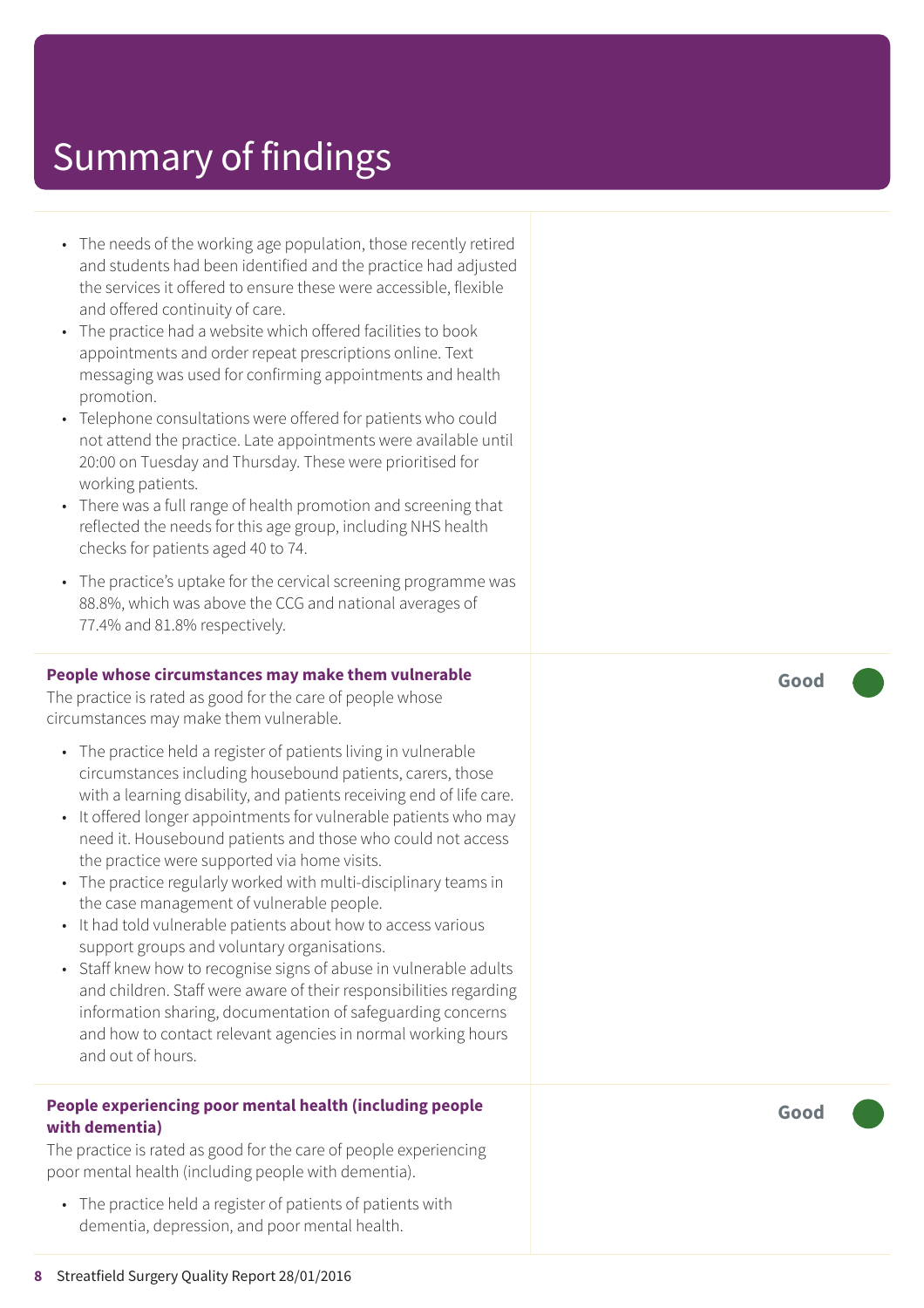# Summary of findings

- The needs of the working age population, those recently retired and students had been identified and the practice had adjusted the services it offered to ensure these were accessible, flexible and offered continuity of care.
- The practice had a website which offered facilities to book appointments and order repeat prescriptions online. Text messaging was used for confirming appointments and health promotion.
- Telephone consultations were offered for patients who could not attend the practice. Late appointments were available until 20:00 on Tuesday and Thursday. These were prioritised for working patients.
- There was a full range of health promotion and screening that reflected the needs for this age group, including NHS health checks for patients aged 40 to 74.
- The practice's uptake for the cervical screening programme was 88.8%, which was above the CCG and national averages of 77.4% and 81.8% respectively.

**People whose circumstances may make them vulnerable**

**Good**

The practice is rated as good for the care of people whose circumstances may make them vulnerable.

- The practice held a register of patients living in vulnerable circumstances including housebound patients, carers, those with a learning disability, and patients receiving end of life care.
- It offered longer appointments for vulnerable patients who may need it. Housebound patients and those who could not access the practice were supported via home visits.
- The practice regularly worked with multi-disciplinary teams in the case management of vulnerable people.
- It had told vulnerable patients about how to access various support groups and voluntary organisations.
- Staff knew how to recognise signs of abuse in vulnerable adults and children. Staff were aware of their responsibilities regarding information sharing, documentation of safeguarding concerns and how to contact relevant agencies in normal working hours and out of hours.

**People experiencing poor mental health (including people with dementia)**

**Good**

The practice is rated as good for the care of people experiencing poor mental health (including people with dementia).

- The practice held a register of patients of patients with dementia, depression, and poor mental health.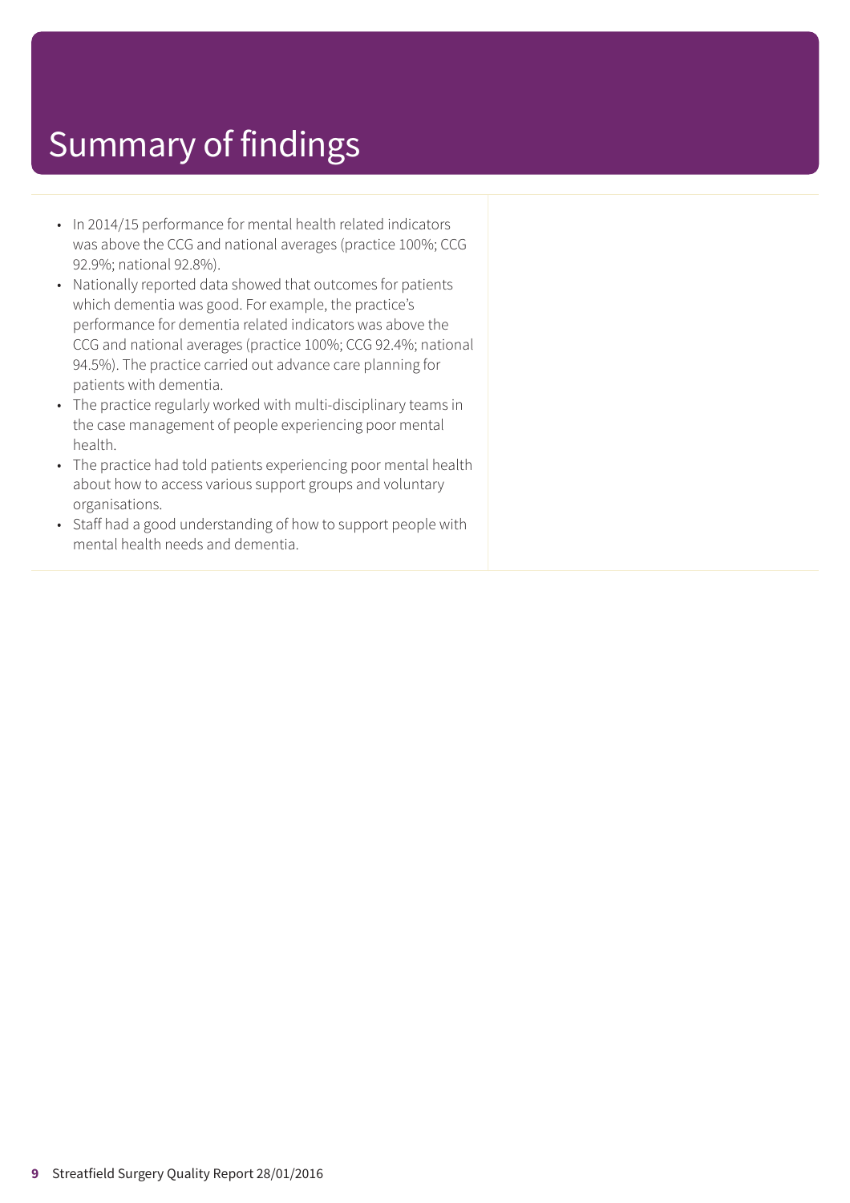# Summary of findings

- In 2014/15 performance for mental health related indicators was above the CCG and national averages (practice 100%; CCG 92.9%; national 92.8%).
- Nationally reported data showed that outcomes for patients which dementia was good. For example, the practice's performance for dementia related indicators was above the CCG and national averages (practice 100%; CCG 92.4%; national 94.5%). The practice carried out advance care planning for patients with dementia.
- The practice regularly worked with multi-disciplinary teams in the case management of people experiencing poor mental health.
- The practice had told patients experiencing poor mental health about how to access various support groups and voluntary organisations.
- Staff had a good understanding of how to support people with mental health needs and dementia.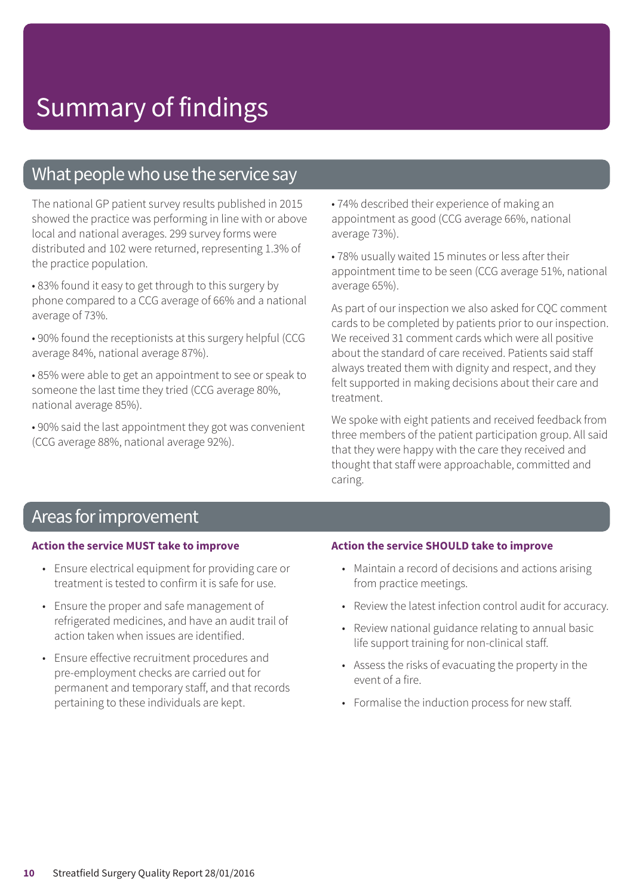# Summary of findings

## What people who use the service say

The national GP patient survey results published in 2015 showed the practice was performing in line with or above local and national averages. 299 survey forms were distributed and 102 were returned, representing 1.3% of the practice population.

- 83% found it easy to get through to this surgery by phone compared to a CCG average of 66% and a national average of 73%.
- 90% found the receptionists at this surgery helpful (CCG average 84%, national average 87%).
- 85% were able to get an appointment to see or speak to someone the last time they tried (CCG average 80%, national average 85%).
- 90% said the last appointment they got was convenient (CCG average 88%, national average 92%).
- 74% described their experience of making an appointment as good (CCG average 66%, national average 73%).
- 78% usually waited 15 minutes or less after their appointment time to be seen (CCG average 51%, national average 65%).

As part of our inspection we also asked for CQC comment cards to be completed by patients prior to our inspection. We received 31 comment cards which were all positive about the standard of care received. Patients said staff always treated them with dignity and respect, and they felt supported in making decisions about their care and treatment.

We spoke with eight patients and received feedback from three members of the patient participation group. All said that they were happy with the care they received and thought that staff were approachable, committed and caring.

## Areas for improvement

**Action the service MUST take to improve**

- Ensure electrical equipment for providing care or treatment is tested to confirm it is safe for use.
- Ensure the proper and safe management of refrigerated medicines, and have an audit trail of action taken when issues are identified.
- Ensure effective recruitment procedures and pre-employment checks are carried out for permanent and temporary staff, and that records pertaining to these individuals are kept.

**Action the service SHOULD take to improve**

- Maintain a record of decisions and actions arising from practice meetings.
- Review the latest infection control audit for accuracy.
- Review national guidance relating to annual basic life support training for non-clinical staff.
- Assess the risks of evacuating the property in the event of a fire.
- Formalise the induction process for new staff.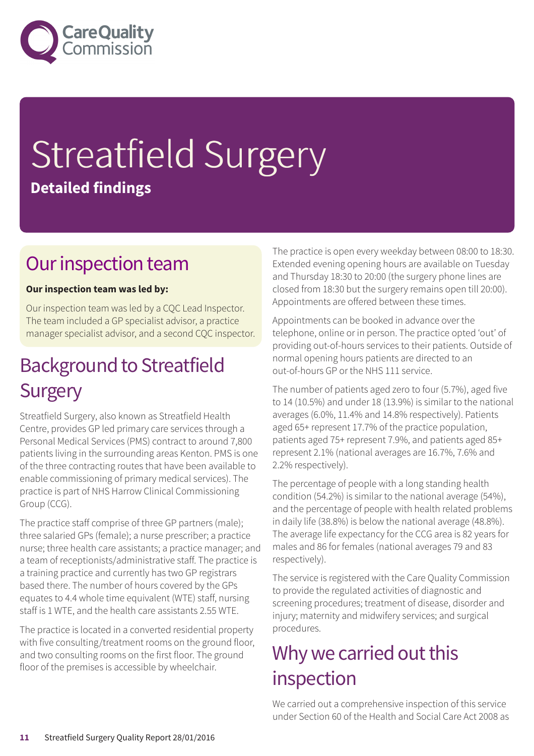# Streatfield Surgery

**Detailed findings**

## Our inspection team

**Our inspection team was led by:**

Our inspection team was led by a CQC Lead Inspector. The team included a GP specialist advisor, a practice manager specialist advisor, and a second CQC inspector.

## Background to Streatfield Surgery

Streatfield Surgery, also known as Streatfield Health Centre, provides GP led primary care services through a Personal Medical Services (PMS) contract to around 7,800 patients living in the surrounding areas Kenton. PMS is one of the three contracting routes that have been available to enable commissioning of primary medical services). The practice is part of NHS Harrow Clinical Commissioning Group (CCG).

The practice staff comprise of three GP partners (male); three salaried GPs (female); a nurse prescriber; a practice nurse; three health care assistants; a practice manager; and a team of receptionists/administrative staff. The practice is a training practice and currently has two GP registrars based there. The number of hours covered by the GPs equates to 4.4 whole time equivalent (WTE) staff, nursing staff is 1 WTE, and the health care assistants 2.55 WTE.

The practice is located in a converted residential property with five consulting/treatment rooms on the ground floor, and two consulting rooms on the first floor. The ground floor of the premises is accessible by wheelchair.

The practice is open every weekday between 08:00 to 18:30. Extended evening opening hours are available on Tuesday and Thursday 18:30 to 20:00 (the surgery phone lines are closed from 18:30 but the surgery remains open till 20:00). Appointments are offered between these times.

Appointments can be booked in advance over the telephone, online or in person. The practice opted 'out' of providing out-of-hours services to their patients. Outside of normal opening hours patients are directed to an out-of-hours GP or the NHS 111 service.

The number of patients aged zero to four (5.7%), aged five to 14 (10.5%) and under 18 (13.9%) is similar to the national averages (6.0%, 11.4% and 14.8% respectively). Patients aged 65+ represent 17.7% of the practice population, patients aged 75+ represent 7.9%, and patients aged 85+ represent 2.1% (national averages are 16.7%, 7.6% and 2.2% respectively).

The percentage of people with a long standing health condition (54.2%) is similar to the national average (54%), and the percentage of people with health related problems in daily life (38.8%) is below the national average (48.8%). The average life expectancy for the CCG area is 82 years for males and 86 for females (national averages 79 and 83 respectively).

The service is registered with the Care Quality Commission to provide the regulated activities of diagnostic and screening procedures; treatment of disease, disorder and injury; maternity and midwifery services; and surgical procedures.

## Why we carried out this inspection

We carried out a comprehensive inspection of this service under Section 60 of the Health and Social Care Act 2008 as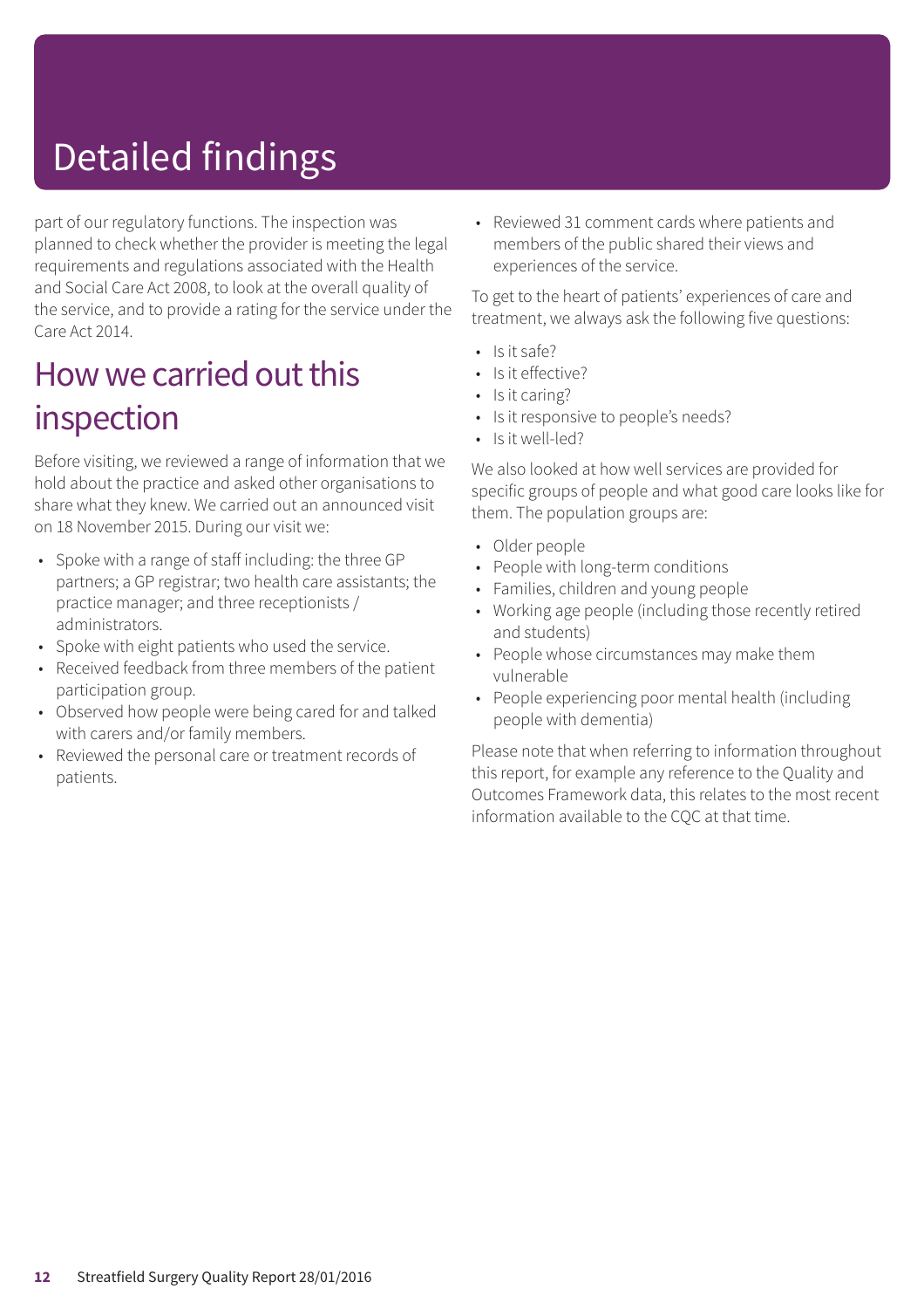# Detailed findings

part of our regulatory functions. The inspection was planned to check whether the provider is meeting the legal requirements and regulations associated with the Health and Social Care Act 2008, to look at the overall quality of the service, and to provide a rating for the service under the Care Act 2014.

## How we carried out this inspection

Before visiting, we reviewed a range of information that we hold about the practice and asked other organisations to share what they knew. We carried out an announced visit on 18 November 2015. During our visit we:

- Spoke with a range of staff including: the three GP partners; a GP registrar; two health care assistants; the practice manager; and three receptionists / administrators.
- Spoke with eight patients who used the service.
- Received feedback from three members of the patient participation group.
- Observed how people were being cared for and talked with carers and/or family members.
- Reviewed the personal care or treatment records of patients.
- Reviewed 31 comment cards where patients and members of the public shared their views and experiences of the service.

To get to the heart of patients' experiences of care and treatment, we always ask the following five questions:

- Is it safe?
- Is it effective?
- Is it caring?
- Is it responsive to people's needs?
- Is it well-led?

We also looked at how well services are provided for specific groups of people and what good care looks like for them. The population groups are:

- Older people
- People with long-term conditions
- Families, children and young people
- Working age people (including those recently retired and students)
- People whose circumstances may make them vulnerable
- People experiencing poor mental health (including people with dementia)

Please note that when referring to information throughout this report, for example any reference to the Quality and Outcomes Framework data, this relates to the most recent information available to the CQC at that time.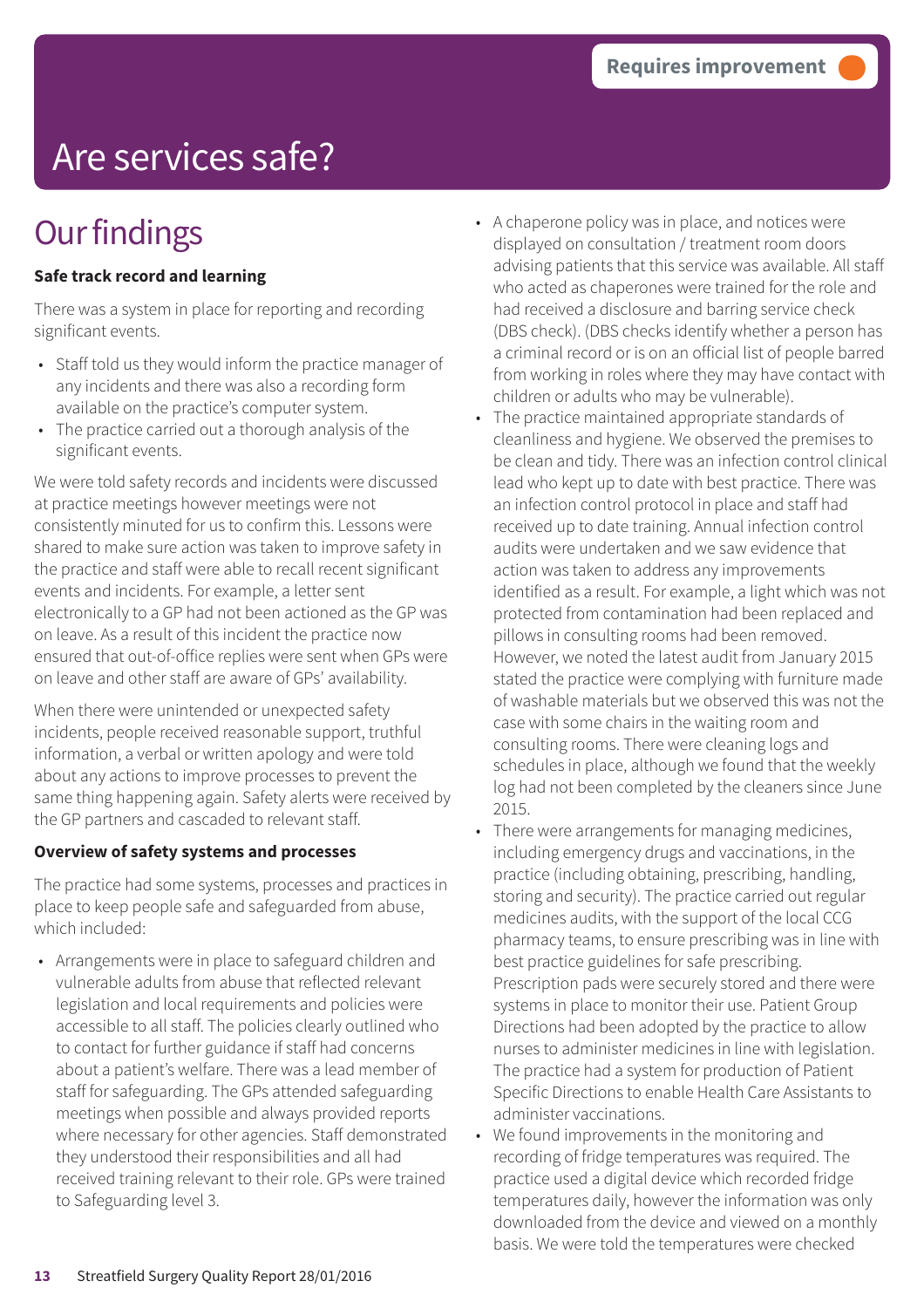Requires improvement

# Are services safe?

## Our findings

**Safe track record and learning**

There was a system in place for reporting and recording significant events.

- Staff told us they would inform the practice manager of any incidents and there was also a recording form available on the practice's computer system.
- The practice carried out a thorough analysis of the significant events.

We were told safety records and incidents were discussed at practice meetings however meetings were not consistently minuted for us to confirm this. Lessons were shared to make sure action was taken to improve safety in the practice and staff were able to recall recent significant events and incidents. For example, a letter sent electronically to a GP had not been actioned as the GP was on leave. As a result of this incident the practice now ensured that out-of-office replies were sent when GPs were on leave and other staff are aware of GPs' availability.

When there were unintended or unexpected safety incidents, people received reasonable support, truthful information, a verbal or written apology and were told about any actions to improve processes to prevent the same thing happening again. Safety alerts were received by the GP partners and cascaded to relevant staff.

**Overview of safety systems and processes**

The practice had some systems, processes and practices in place to keep people safe and safeguarded from abuse, which included:

- Arrangements were in place to safeguard children and vulnerable adults from abuse that reflected relevant legislation and local requirements and policies were accessible to all staff. The policies clearly outlined who to contact for further guidance if staff had concerns about a patient's welfare. There was a lead member of staff for safeguarding. The GPs attended safeguarding meetings when possible and always provided reports where necessary for other agencies. Staff demonstrated they understood their responsibilities and all had received training relevant to their role. GPs were trained to Safeguarding level 3.
- A chaperone policy was in place, and notices were displayed on consultation / treatment room doors advising patients that this service was available. All staff who acted as chaperones were trained for the role and had received a disclosure and barring service check (DBS check). (DBS checks identify whether a person has a criminal record or is on an official list of people barred from working in roles where they may have contact with children or adults who may be vulnerable).
- The practice maintained appropriate standards of cleanliness and hygiene. We observed the premises to be clean and tidy. There was an infection control clinical lead who kept up to date with best practice. There was an infection control protocol in place and staff had received up to date training. Annual infection control audits were undertaken and we saw evidence that action was taken to address any improvements identified as a result. For example, a light which was not protected from contamination had been replaced and pillows in consulting rooms had been removed. However, we noted the latest audit from January 2015 stated the practice were complying with furniture made of washable materials but we observed this was not the case with some chairs in the waiting room and consulting rooms. There were cleaning logs and schedules in place, although we found that the weekly log had not been completed by the cleaners since June 2015.
- There were arrangements for managing medicines, including emergency drugs and vaccinations, in the practice (including obtaining, prescribing, handling, storing and security). The practice carried out regular medicines audits, with the support of the local CCG pharmacy teams, to ensure prescribing was in line with best practice guidelines for safe prescribing. Prescription pads were securely stored and there were systems in place to monitor their use. Patient Group Directions had been adopted by the practice to allow nurses to administer medicines in line with legislation. The practice had a system for production of Patient Specific Directions to enable Health Care Assistants to administer vaccinations.
- We found improvements in the monitoring and recording of fridge temperatures was required. The practice used a digital device which recorded fridge temperatures daily, however the information was only downloaded from the device and viewed on a monthly basis. We were told the temperatures were checked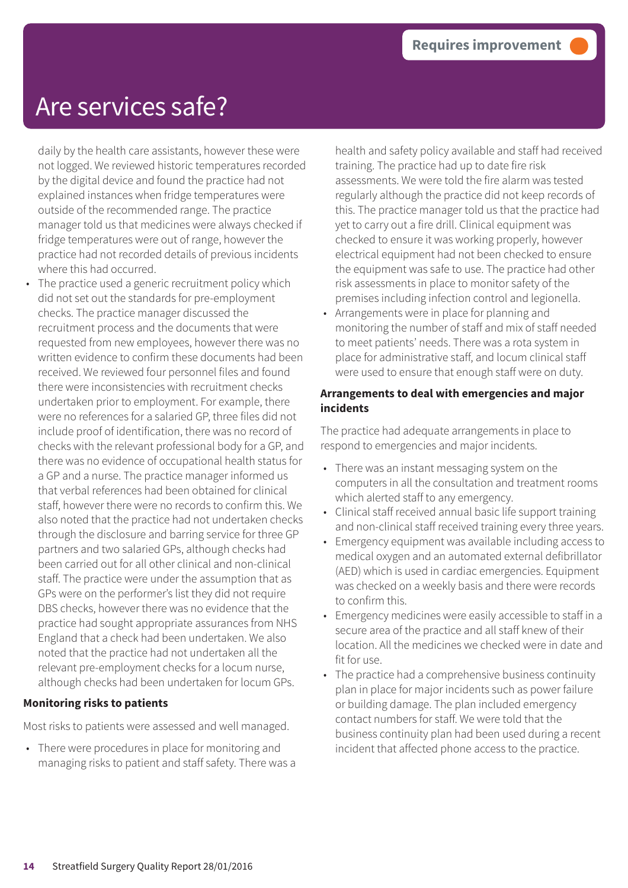Requires improvement

# Are services safe?

daily by the health care assistants, however these were not logged. We reviewed historic temperatures recorded by the digital device and found the practice had not explained instances when fridge temperatures were outside of the recommended range. The practice manager told us that medicines were always checked if fridge temperatures were out of range, however the practice had not recorded details of previous incidents where this had occurred.

- The practice used a generic recruitment policy which did not set out the standards for pre-employment checks. The practice manager discussed the recruitment process and the documents that were requested from new employees, however there was no written evidence to confirm these documents had been received. We reviewed four personnel files and found there were inconsistencies with recruitment checks undertaken prior to employment. For example, there were no references for a salaried GP, three files did not include proof of identification, there was no record of checks with the relevant professional body for a GP, and there was no evidence of occupational health status for a GP and a nurse. The practice manager informed us that verbal references had been obtained for clinical staff, however there were no records to confirm this. We also noted that the practice had not undertaken checks through the disclosure and barring service for three GP partners and two salaried GPs, although checks had been carried out for all other clinical and non-clinical staff. The practice were under the assumption that as GPs were on the performer's list they did not require DBS checks, however there was no evidence that the practice had sought appropriate assurances from NHS England that a check had been undertaken. We also noted that the practice had not undertaken all the relevant pre-employment checks for a locum nurse, although checks had been undertaken for locum GPs.

**Monitoring risks to patients**

Most risks to patients were assessed and well managed.

- There were procedures in place for monitoring and managing risks to patient and staff safety. There was a health and safety policy available and staff had received training. The practice had up to date fire risk assessments. We were told the fire alarm was tested regularly although the practice did not keep records of this. The practice manager told us that the practice had yet to carry out a fire drill. Clinical equipment was checked to ensure it was working properly, however electrical equipment had not been checked to ensure the equipment was safe to use. The practice had other risk assessments in place to monitor safety of the premises including infection control and legionella.
- Arrangements were in place for planning and monitoring the number of staff and mix of staff needed to meet patients' needs. There was a rota system in place for administrative staff, and locum clinical staff were used to ensure that enough staff were on duty.

**Arrangements to deal with emergencies and major incidents**

The practice had adequate arrangements in place to respond to emergencies and major incidents.

- There was an instant messaging system on the computers in all the consultation and treatment rooms which alerted staff to any emergency.
- Clinical staff received annual basic life support training and non-clinical staff received training every three years.
- Emergency equipment was available including access to medical oxygen and an automated external defibrillator (AED) which is used in cardiac emergencies. Equipment was checked on a weekly basis and there were records to confirm this.
- Emergency medicines were easily accessible to staff in a secure area of the practice and all staff knew of their location. All the medicines we checked were in date and fit for use.
- The practice had a comprehensive business continuity plan in place for major incidents such as power failure or building damage. The plan included emergency contact numbers for staff. We were told that the business continuity plan had been used during a recent incident that affected phone access to the practice.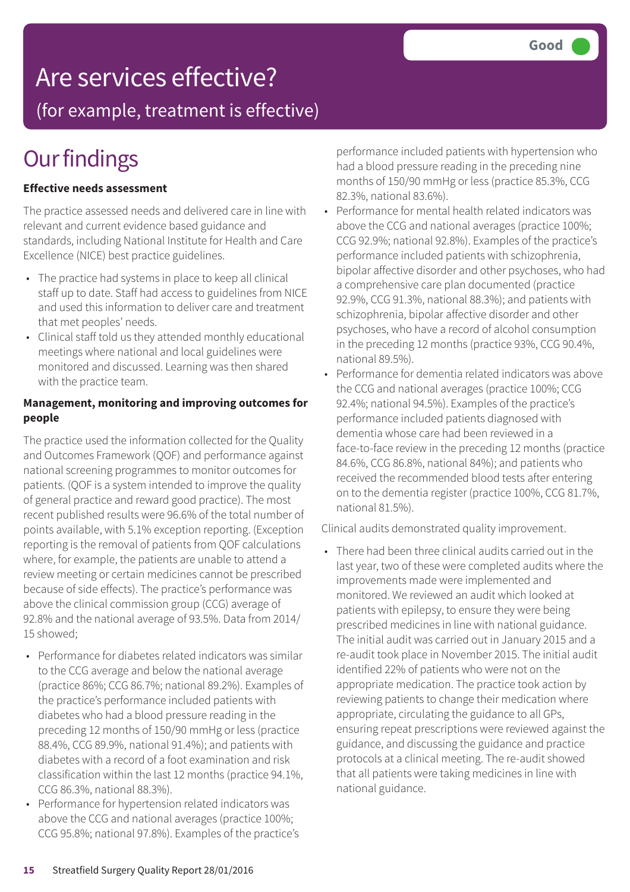# Are services effective?

## (for example, treatment is effective)

**Good**

# Our findings

**Effective needs assessment**

The practice assessed needs and delivered care in line with relevant and current evidence based guidance and standards, including National Institute for Health and Care Excellence (NICE) best practice guidelines.

- The practice had systems in place to keep all clinical staff up to date. Staff had access to guidelines from NICE and used this information to deliver care and treatment that met peoples' needs.
- Clinical staff told us they attended monthly educational meetings where national and local guidelines were monitored and discussed. Learning was then shared with the practice team.

**Management, monitoring and improving outcomes for people**

The practice used the information collected for the Quality and Outcomes Framework (QOF) and performance against national screening programmes to monitor outcomes for patients. (QOF is a system intended to improve the quality of general practice and reward good practice). The most recent published results were 96.6% of the total number of points available, with 5.1% exception reporting. (Exception reporting is the removal of patients from QOF calculations where, for example, the patients are unable to attend a review meeting or certain medicines cannot be prescribed because of side effects). The practice's performance was above the clinical commission group (CCG) average of 92.8% and the national average of 93.5%. Data from 2014/15 showed;

- Performance for diabetes related indicators was similar to the CCG average and below the national average (practice 86%; CCG 86.7%; national 89.2%). Examples of the practice's performance included patients with diabetes who had a blood pressure reading in the preceding 12 months of 150/90 mmHg or less (practice 88.4%, CCG 89.9%, national 91.4%); and patients with diabetes with a record of a foot examination and risk classification within the last 12 months (practice 94.1%, CCG 86.3%, national 88.3%).
- Performance for hypertension related indicators was above the CCG and national averages (practice 100%; CCG 95.8%; national 97.8%). Examples of the practice's performance included patients with hypertension who had a blood pressure reading in the preceding nine months of 150/90 mmHg or less (practice 85.3%, CCG 82.3%, national 83.6%).
- Performance for mental health related indicators was above the CCG and national averages (practice 100%; CCG 92.9%; national 92.8%). Examples of the practice's performance included patients with schizophrenia, bipolar affective disorder and other psychoses, who had a comprehensive care plan documented (practice 92.9%, CCG 91.3%, national 88.3%); and patients with schizophrenia, bipolar affective disorder and other psychoses, who have a record of alcohol consumption in the preceding 12 months (practice 93%, CCG 90.4%, national 89.5%).
- Performance for dementia related indicators was above the CCG and national averages (practice 100%; CCG 92.4%; national 94.5%). Examples of the practice's performance included patients diagnosed with dementia whose care had been reviewed in a face-to-face review in the preceding 12 months (practice 84.6%, CCG 86.8%, national 84%); and patients who received the recommended blood tests after entering on to the dementia register (practice 100%, CCG 81.7%, national 81.5%).

Clinical audits demonstrated quality improvement.

- There had been three clinical audits carried out in the last year, two of these were completed audits where the improvements made were implemented and monitored. We reviewed an audit which looked at patients with epilepsy, to ensure they were being prescribed medicines in line with national guidance. The initial audit was carried out in January 2015 and a re-audit took place in November 2015. The initial audit identified 22% of patients who were not on the appropriate medication. The practice took action by reviewing patients to change their medication where appropriate, circulating the guidance to all GPs, ensuring repeat prescriptions were reviewed against the guidance, and discussing the guidance and practice protocols at a clinical meeting. The re-audit showed that all patients were taking medicines in line with national guidance.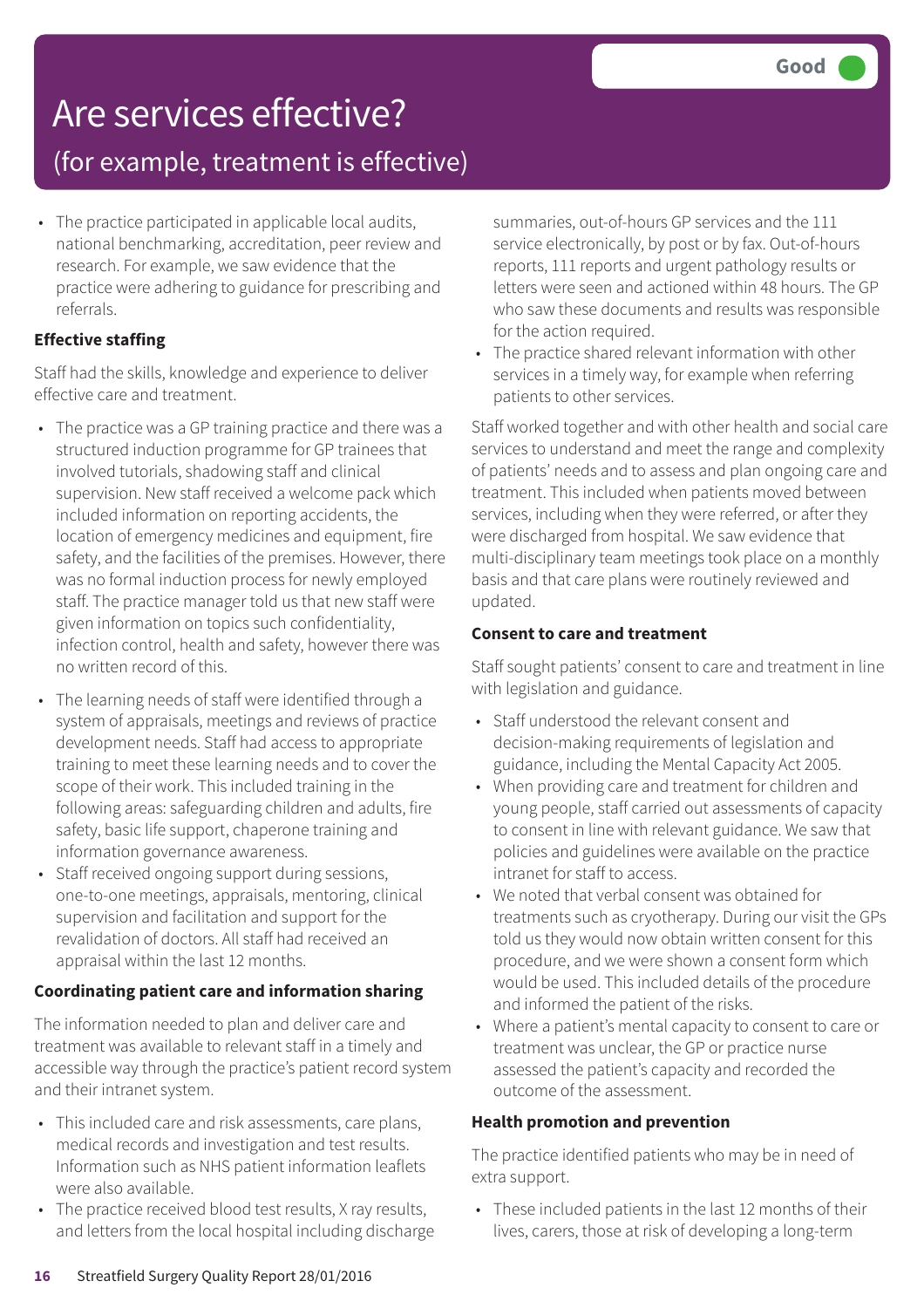# Are services effective?

## (for example, treatment is effective)

**Good**

- The practice participated in applicable local audits, national benchmarking, accreditation, peer review and research. For example, we saw evidence that the practice were adhering to guidance for prescribing and referrals.

### Effective staffing

Staff had the skills, knowledge and experience to deliver effective care and treatment.

- The practice was a GP training practice and there was a structured induction programme for GP trainees that involved tutorials, shadowing staff and clinical supervision. New staff received a welcome pack which included information on reporting accidents, the location of emergency medicines and equipment, fire safety, and the facilities of the premises. However, there was no formal induction process for newly employed staff. The practice manager told us that new staff were given information on topics such confidentiality, infection control, health and safety, however there was no written record of this.
- The learning needs of staff were identified through a system of appraisals, meetings and reviews of practice development needs. Staff had access to appropriate training to meet these learning needs and to cover the scope of their work. This included training in the following areas: safeguarding children and adults, fire safety, basic life support, chaperone training and information governance awareness.
- Staff received ongoing support during sessions, one-to-one meetings, appraisals, mentoring, clinical supervision and facilitation and support for the revalidation of doctors. All staff had received an appraisal within the last 12 months.

### Coordinating patient care and information sharing

The information needed to plan and deliver care and treatment was available to relevant staff in a timely and accessible way through the practice's patient record system and their intranet system.

- This included care and risk assessments, care plans, medical records and investigation and test results. Information such as NHS patient information leaflets were also available.
- The practice received blood test results, X ray results, and letters from the local hospital including discharge summaries, out-of-hours GP services and the 111 service electronically, by post or by fax. Out-of-hours reports, 111 reports and urgent pathology results or letters were seen and actioned within 48 hours. The GP who saw these documents and results was responsible for the action required.
- The practice shared relevant information with other services in a timely way, for example when referring patients to other services.

Staff worked together and with other health and social care services to understand and meet the range and complexity of patients' needs and to assess and plan ongoing care and treatment. This included when patients moved between services, including when they were referred, or after they were discharged from hospital. We saw evidence that multi-disciplinary team meetings took place on a monthly basis and that care plans were routinely reviewed and updated.

### Consent to care and treatment

Staff sought patients' consent to care and treatment in line with legislation and guidance.

- Staff understood the relevant consent and decision-making requirements of legislation and guidance, including the Mental Capacity Act 2005.
- When providing care and treatment for children and young people, staff carried out assessments of capacity to consent in line with relevant guidance. We saw that policies and guidelines were available on the practice intranet for staff to access.
- We noted that verbal consent was obtained for treatments such as cryotherapy. During our visit the GPs told us they would now obtain written consent for this procedure, and we were shown a consent form which would be used. This included details of the procedure and informed the patient of the risks.
- Where a patient's mental capacity to consent to care or treatment was unclear, the GP or practice nurse assessed the patient's capacity and recorded the outcome of the assessment.

### Health promotion and prevention

The practice identified patients who may be in need of extra support.

- These included patients in the last 12 months of their lives, carers, those at risk of developing a long-term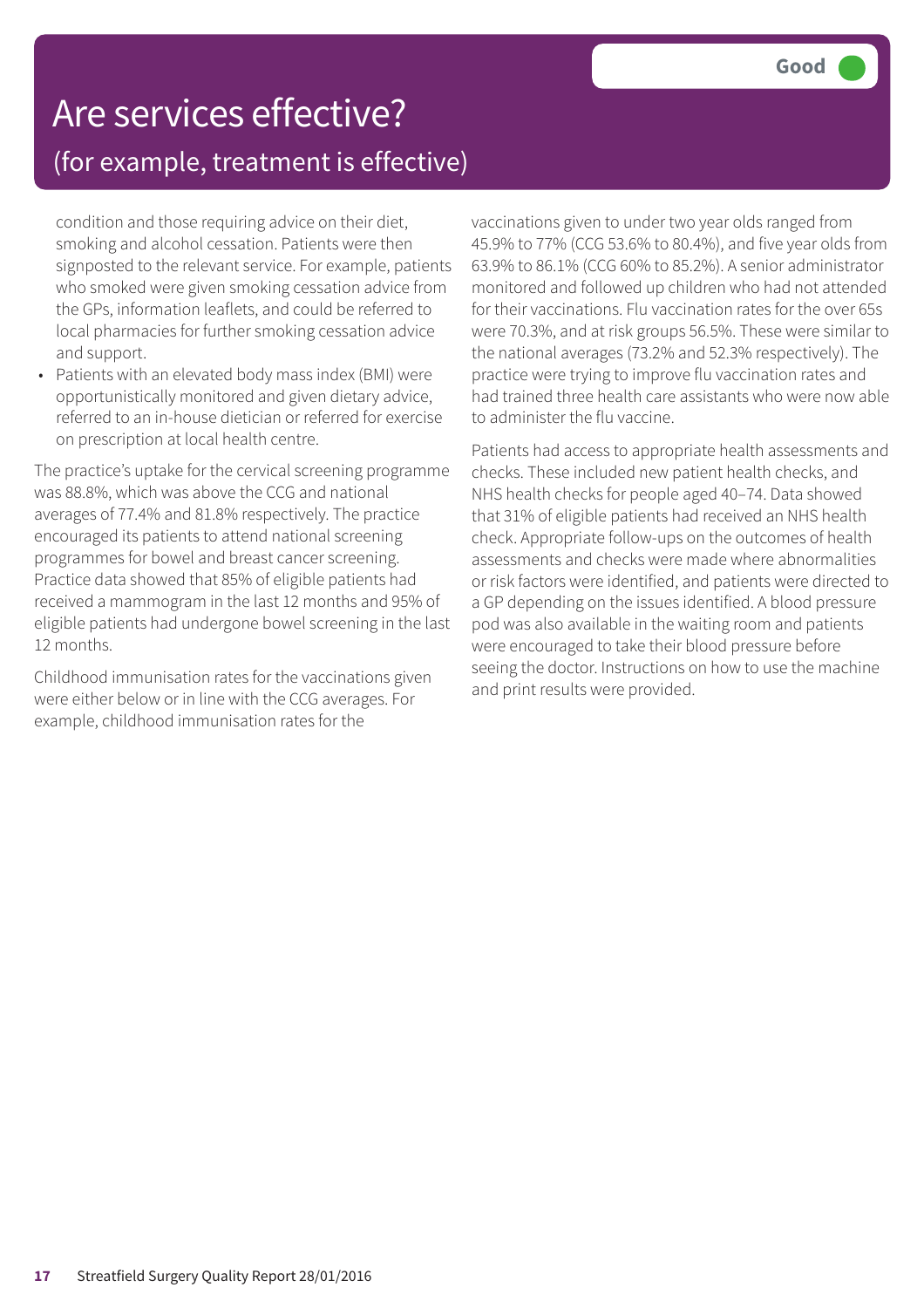# Are services effective?

## (for example, treatment is effective)

**Good**

condition and those requiring advice on their diet, smoking and alcohol cessation. Patients were then signposted to the relevant service. For example, patients who smoked were given smoking cessation advice from the GPs, information leaflets, and could be referred to local pharmacies for further smoking cessation advice and support.

- Patients with an elevated body mass index (BMI) were opportunistically monitored and given dietary advice, referred to an in-house dietician or referred for exercise on prescription at local health centre.

The practice's uptake for the cervical screening programme was 88.8%, which was above the CCG and national averages of 77.4% and 81.8% respectively. The practice encouraged its patients to attend national screening programmes for bowel and breast cancer screening. Practice data showed that 85% of eligible patients had received a mammogram in the last 12 months and 95% of eligible patients had undergone bowel screening in the last 12 months.

Childhood immunisation rates for the vaccinations given were either below or in line with the CCG averages. For example, childhood immunisation rates for the vaccinations given to under two year olds ranged from 45.9% to 77% (CCG 53.6% to 80.4%), and five year olds from 63.9% to 86.1% (CCG 60% to 85.2%). A senior administrator monitored and followed up children who had not attended for their vaccinations. Flu vaccination rates for the over 65s were 70.3%, and at risk groups 56.5%. These were similar to the national averages (73.2% and 52.3% respectively). The practice were trying to improve flu vaccination rates and had trained three health care assistants who were now able to administer the flu vaccine.

Patients had access to appropriate health assessments and checks. These included new patient health checks, and NHS health checks for people aged 40–74. Data showed that 31% of eligible patients had received an NHS health check. Appropriate follow-ups on the outcomes of health assessments and checks were made where abnormalities or risk factors were identified, and patients were directed to a GP depending on the issues identified. A blood pressure pod was also available in the waiting room and patients were encouraged to take their blood pressure before seeing the doctor. Instructions on how to use the machine and print results were provided.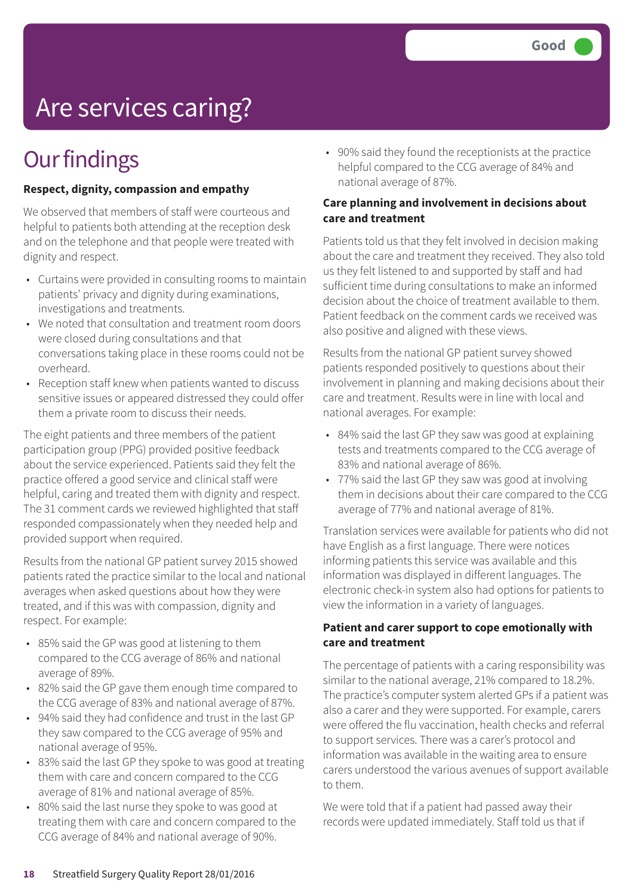Good

# Are services caring?

## Our findings

**Respect, dignity, compassion and empathy**

We observed that members of staff were courteous and helpful to patients both attending at the reception desk and on the telephone and that people were treated with dignity and respect.

- Curtains were provided in consulting rooms to maintain patients' privacy and dignity during examinations, investigations and treatments.
- We noted that consultation and treatment room doors were closed during consultations and that conversations taking place in these rooms could not be overheard.
- Reception staff knew when patients wanted to discuss sensitive issues or appeared distressed they could offer them a private room to discuss their needs.

The eight patients and three members of the patient participation group (PPG) provided positive feedback about the service experienced. Patients said they felt the practice offered a good service and clinical staff were helpful, caring and treated them with dignity and respect. The 31 comment cards we reviewed highlighted that staff responded compassionately when they needed help and provided support when required.

Results from the national GP patient survey 2015 showed patients rated the practice similar to the local and national averages when asked questions about how they were treated, and if this was with compassion, dignity and respect. For example:

- 85% said the GP was good at listening to them compared to the CCG average of 86% and national average of 89%.
- 82% said the GP gave them enough time compared to the CCG average of 83% and national average of 87%.
- 94% said they had confidence and trust in the last GP they saw compared to the CCG average of 95% and national average of 95%.
- 83% said the last GP they spoke to was good at treating them with care and concern compared to the CCG average of 81% and national average of 85%.
- 80% said the last nurse they spoke to was good at treating them with care and concern compared to the CCG average of 84% and national average of 90%.
- 90% said they found the receptionists at the practice helpful compared to the CCG average of 84% and national average of 87%.

**Care planning and involvement in decisions about care and treatment**

Patients told us that they felt involved in decision making about the care and treatment they received. They also told us they felt listened to and supported by staff and had sufficient time during consultations to make an informed decision about the choice of treatment available to them. Patient feedback on the comment cards we received was also positive and aligned with these views.

Results from the national GP patient survey showed patients responded positively to questions about their involvement in planning and making decisions about their care and treatment. Results were in line with local and national averages. For example:

- 84% said the last GP they saw was good at explaining tests and treatments compared to the CCG average of 83% and national average of 86%.
- 77% said the last GP they saw was good at involving them in decisions about their care compared to the CCG average of 77% and national average of 81%.

Translation services were available for patients who did not have English as a first language. There were notices informing patients this service was available and this information was displayed in different languages. The electronic check-in system also had options for patients to view the information in a variety of languages.

**Patient and carer support to cope emotionally with care and treatment**

The percentage of patients with a caring responsibility was similar to the national average, 21% compared to 18.2%. The practice's computer system alerted GPs if a patient was also a carer and they were supported. For example, carers were offered the flu vaccination, health checks and referral to support services. There was a carer's protocol and information was available in the waiting area to ensure carers understood the various avenues of support available to them.

We were told that if a patient had passed away their records were updated immediately. Staff told us that if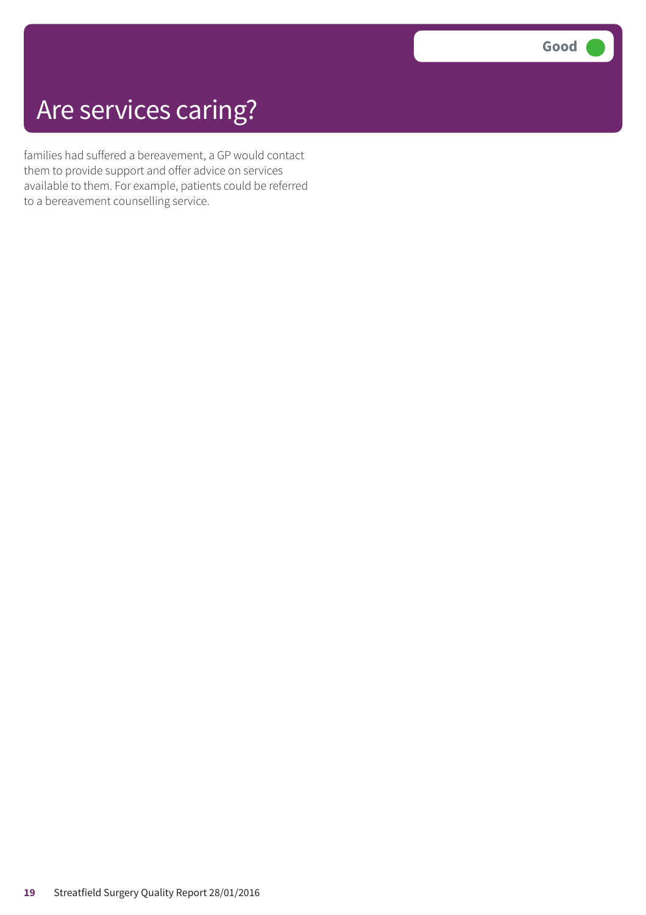# Are services caring?

Good

families had suffered a bereavement, a GP would contact them to provide support and offer advice on services available to them. For example, patients could be referred to a bereavement counselling service.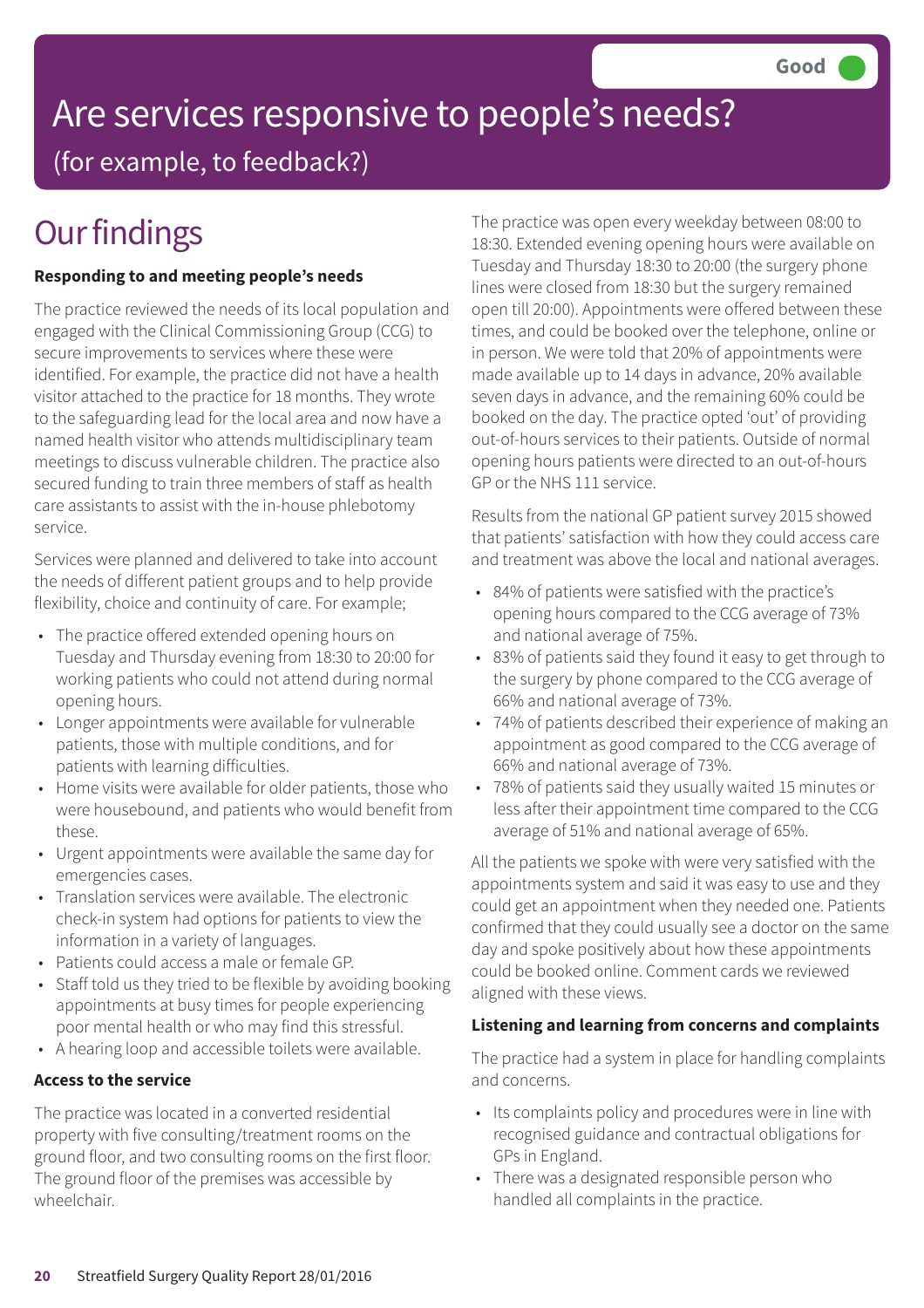Good

# Are services responsive to people's needs?

(for example, to feedback?)

## Our findings

**Responding to and meeting people's needs**

The practice reviewed the needs of its local population and engaged with the Clinical Commissioning Group (CCG) to secure improvements to services where these were identified. For example, the practice did not have a health visitor attached to the practice for 18 months. They wrote to the safeguarding lead for the local area and now have a named health visitor who attends multidisciplinary team meetings to discuss vulnerable children. The practice also secured funding to train three members of staff as health care assistants to assist with the in-house phlebotomy service.

Services were planned and delivered to take into account the needs of different patient groups and to help provide flexibility, choice and continuity of care. For example;

- The practice offered extended opening hours on Tuesday and Thursday evening from 18:30 to 20:00 for working patients who could not attend during normal opening hours.
- Longer appointments were available for vulnerable patients, those with multiple conditions, and for patients with learning difficulties.
- Home visits were available for older patients, those who were housebound, and patients who would benefit from these.
- Urgent appointments were available the same day for emergencies cases.
- Translation services were available. The electronic check-in system had options for patients to view the information in a variety of languages.
- Patients could access a male or female GP.
- Staff told us they tried to be flexible by avoiding booking appointments at busy times for people experiencing poor mental health or who may find this stressful.
- A hearing loop and accessible toilets were available.

**Access to the service**

The practice was located in a converted residential property with five consulting/treatment rooms on the ground floor, and two consulting rooms on the first floor. The ground floor of the premises was accessible by wheelchair.

The practice was open every weekday between 08:00 to 18:30. Extended evening opening hours were available on Tuesday and Thursday 18:30 to 20:00 (the surgery phone lines were closed from 18:30 but the surgery remained open till 20:00). Appointments were offered between these times, and could be booked over the telephone, online or in person. We were told that 20% of appointments were made available up to 14 days in advance, 20% available seven days in advance, and the remaining 60% could be booked on the day. The practice opted 'out' of providing out-of-hours services to their patients. Outside of normal opening hours patients were directed to an out-of-hours GP or the NHS 111 service.

Results from the national GP patient survey 2015 showed that patients' satisfaction with how they could access care and treatment was above the local and national averages.

- 84% of patients were satisfied with the practice's opening hours compared to the CCG average of 73% and national average of 75%.
- 83% of patients said they found it easy to get through to the surgery by phone compared to the CCG average of 66% and national average of 73%.
- 74% of patients described their experience of making an appointment as good compared to the CCG average of 66% and national average of 73%.
- 78% of patients said they usually waited 15 minutes or less after their appointment time compared to the CCG average of 51% and national average of 65%.

All the patients we spoke with were very satisfied with the appointments system and said it was easy to use and they could get an appointment when they needed one. Patients confirmed that they could usually see a doctor on the same day and spoke positively about how these appointments could be booked online. Comment cards we reviewed aligned with these views.

**Listening and learning from concerns and complaints**

The practice had a system in place for handling complaints and concerns.

- Its complaints policy and procedures were in line with recognised guidance and contractual obligations for GPs in England.
- There was a designated responsible person who handled all complaints in the practice.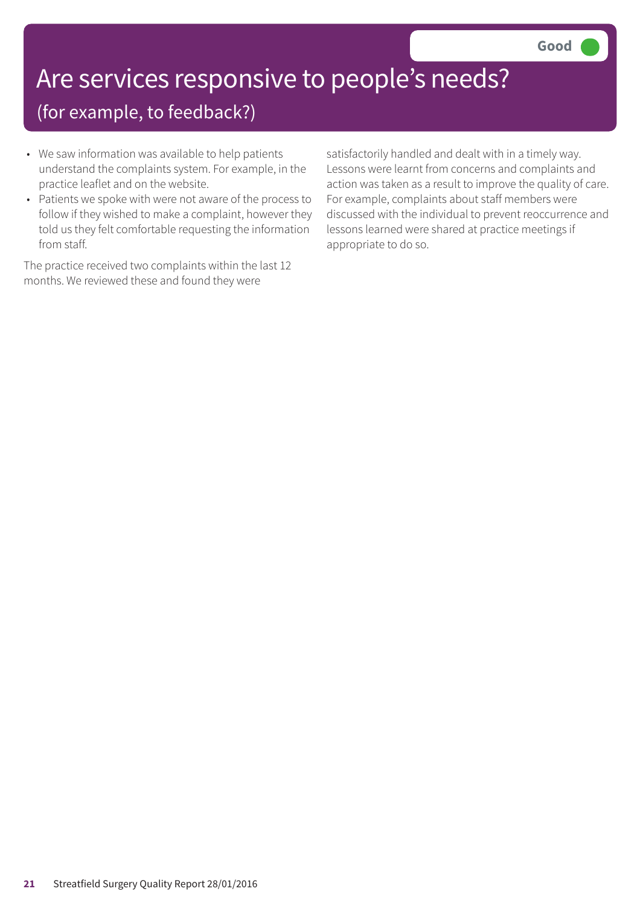# Are services responsive to people's needs?

## (for example, to feedback?)

**Good**

- We saw information was available to help patients understand the complaints system. For example, in the practice leaflet and on the website.
- Patients we spoke with were not aware of the process to follow if they wished to make a complaint, however they told us they felt comfortable requesting the information from staff.

The practice received two complaints within the last 12 months. We reviewed these and found they were satisfactorily handled and dealt with in a timely way. Lessons were learnt from concerns and complaints and action was taken as a result to improve the quality of care. For example, complaints about staff members were discussed with the individual to prevent reoccurrence and lessons learned were shared at practice meetings if appropriate to do so.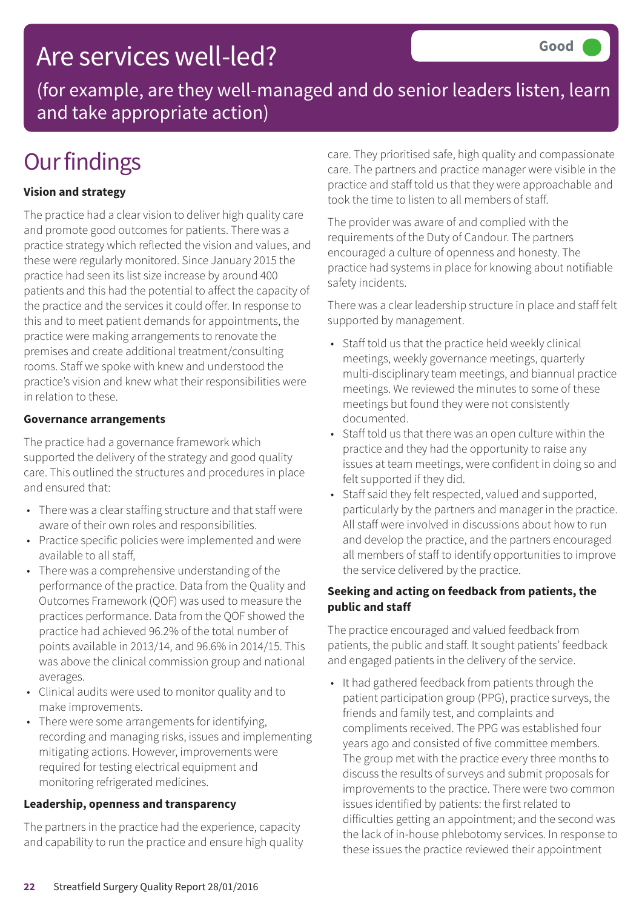# Are services well-led?

**Good**

(for example, are they well-managed and do senior leaders listen, learn and take appropriate action)

## Our findings

**Vision and strategy**

The practice had a clear vision to deliver high quality care and promote good outcomes for patients. There was a practice strategy which reflected the vision and values, and these were regularly monitored. Since January 2015 the practice had seen its list size increase by around 400 patients and this had the potential to affect the capacity of the practice and the services it could offer. In response to this and to meet patient demands for appointments, the practice were making arrangements to renovate the premises and create additional treatment/consulting rooms. Staff we spoke with knew and understood the practice's vision and knew what their responsibilities were in relation to these.

**Governance arrangements**

The practice had a governance framework which supported the delivery of the strategy and good quality care. This outlined the structures and procedures in place and ensured that:

- There was a clear staffing structure and that staff were aware of their own roles and responsibilities.
- Practice specific policies were implemented and were available to all staff,
- There was a comprehensive understanding of the performance of the practice. Data from the Quality and Outcomes Framework (QOF) was used to measure the practices performance. Data from the QOF showed the practice had achieved 96.2% of the total number of points available in 2013/14, and 96.6% in 2014/15. This was above the clinical commission group and national averages.
- Clinical audits were used to monitor quality and to make improvements.
- There were some arrangements for identifying, recording and managing risks, issues and implementing mitigating actions. However, improvements were required for testing electrical equipment and monitoring refrigerated medicines.

**Leadership, openness and transparency**

The partners in the practice had the experience, capacity and capability to run the practice and ensure high quality care. They prioritised safe, high quality and compassionate care. The partners and practice manager were visible in the practice and staff told us that they were approachable and took the time to listen to all members of staff.

The provider was aware of and complied with the requirements of the Duty of Candour. The partners encouraged a culture of openness and honesty. The practice had systems in place for knowing about notifiable safety incidents.

There was a clear leadership structure in place and staff felt supported by management.

- Staff told us that the practice held weekly clinical meetings, weekly governance meetings, quarterly multi-disciplinary team meetings, and biannual practice meetings. We reviewed the minutes to some of these meetings but found they were not consistently documented.
- Staff told us that there was an open culture within the practice and they had the opportunity to raise any issues at team meetings, were confident in doing so and felt supported if they did.
- Staff said they felt respected, valued and supported, particularly by the partners and manager in the practice. All staff were involved in discussions about how to run and develop the practice, and the partners encouraged all members of staff to identify opportunities to improve the service delivered by the practice.

**Seeking and acting on feedback from patients, the public and staff**

The practice encouraged and valued feedback from patients, the public and staff. It sought patients' feedback and engaged patients in the delivery of the service.

- It had gathered feedback from patients through the patient participation group (PPG), practice surveys, the friends and family test, and complaints and compliments received. The PPG was established four years ago and consisted of five committee members. The group met with the practice every three months to discuss the results of surveys and submit proposals for improvements to the practice. There were two common issues identified by patients: the first related to difficulties getting an appointment; and the second was the lack of in-house phlebotomy services. In response to these issues the practice reviewed their appointment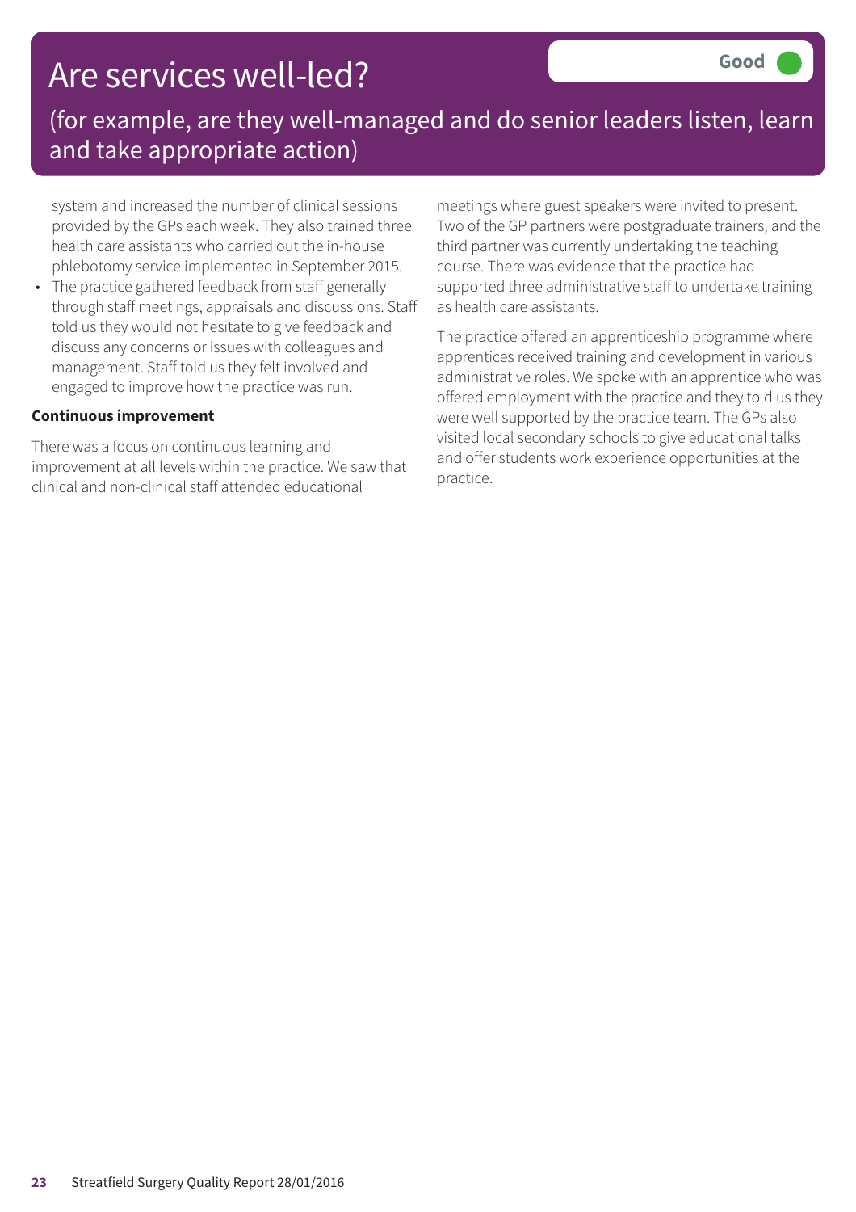# Are services well-led?

Good

(for example, are they well-managed and do senior leaders listen, learn and take appropriate action)

system and increased the number of clinical sessions provided by the GPs each week. They also trained three health care assistants who carried out the in-house phlebotomy service implemented in September 2015.

- The practice gathered feedback from staff generally through staff meetings, appraisals and discussions. Staff told us they would not hesitate to give feedback and discuss any concerns or issues with colleagues and management. Staff told us they felt involved and engaged to improve how the practice was run.

**Continuous improvement**

There was a focus on continuous learning and improvement at all levels within the practice. We saw that clinical and non-clinical staff attended educational meetings where guest speakers were invited to present. Two of the GP partners were postgraduate trainers, and the third partner was currently undertaking the teaching course. There was evidence that the practice had supported three administrative staff to undertake training as health care assistants.

The practice offered an apprenticeship programme where apprentices received training and development in various administrative roles. We spoke with an apprentice who was offered employment with the practice and they told us they were well supported by the practice team. The GPs also visited local secondary schools to give educational talks and offer students work experience opportunities at the practice.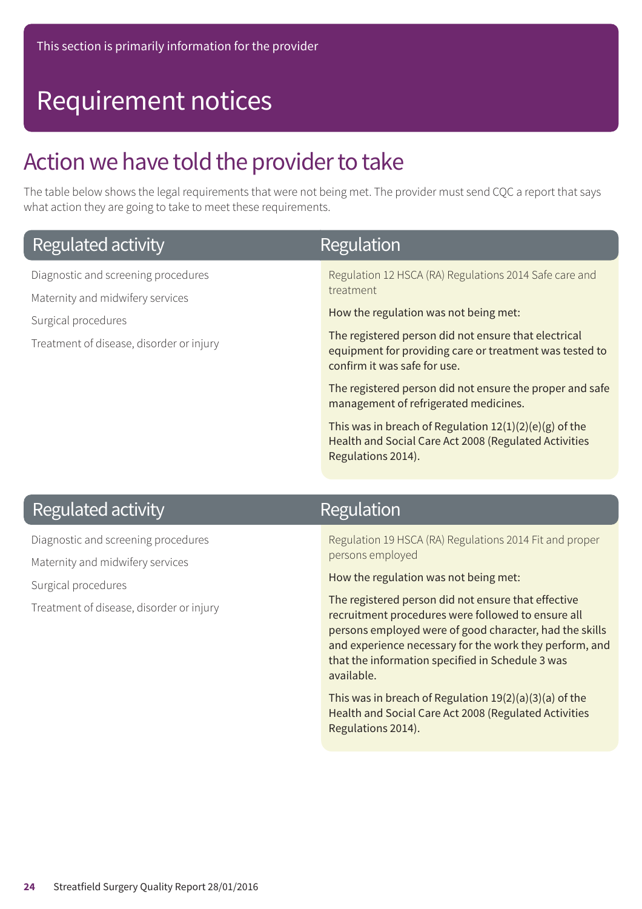This section is primarily information for the provider

# Requirement notices

## Action we have told the provider to take

The table below shows the legal requirements that were not being met. The provider must send CQC a report that says what action they are going to take to meet these requirements.

| Regulated activity | Regulation |
| --- | --- |
| Diagnostic and screening procedures<br>Maternity and midwifery services<br>Surgical procedures<br>Treatment of disease, disorder or injury | Regulation 12 HSCA (RA) Regulations 2014 Safe care and treatment<br>How the regulation was not being met:<br>The registered person did not ensure that electrical equipment for providing care or treatment was tested to confirm it was safe for use.<br>The registered person did not ensure the proper and safe management of refrigerated medicines.<br>This was in breach of Regulation 12(1)(2)(e)(g) of the Health and Social Care Act 2008 (Regulated Activities Regulations 2014). |

| Regulated activity | Regulation |
| --- | --- |
| Diagnostic and screening procedures<br>Maternity and midwifery services<br>Surgical procedures<br>Treatment of disease, disorder or injury | Regulation 19 HSCA (RA) Regulations 2014 Fit and proper persons employed<br>How the regulation was not being met:<br>The registered person did not ensure that effective recruitment procedures were followed to ensure all persons employed were of good character, had the skills and experience necessary for the work they perform, and that the information specified in Schedule 3 was available.<br>This was in breach of Regulation 19(2)(a)(3)(a) of the Health and Social Care Act 2008 (Regulated Activities Regulations 2014). |